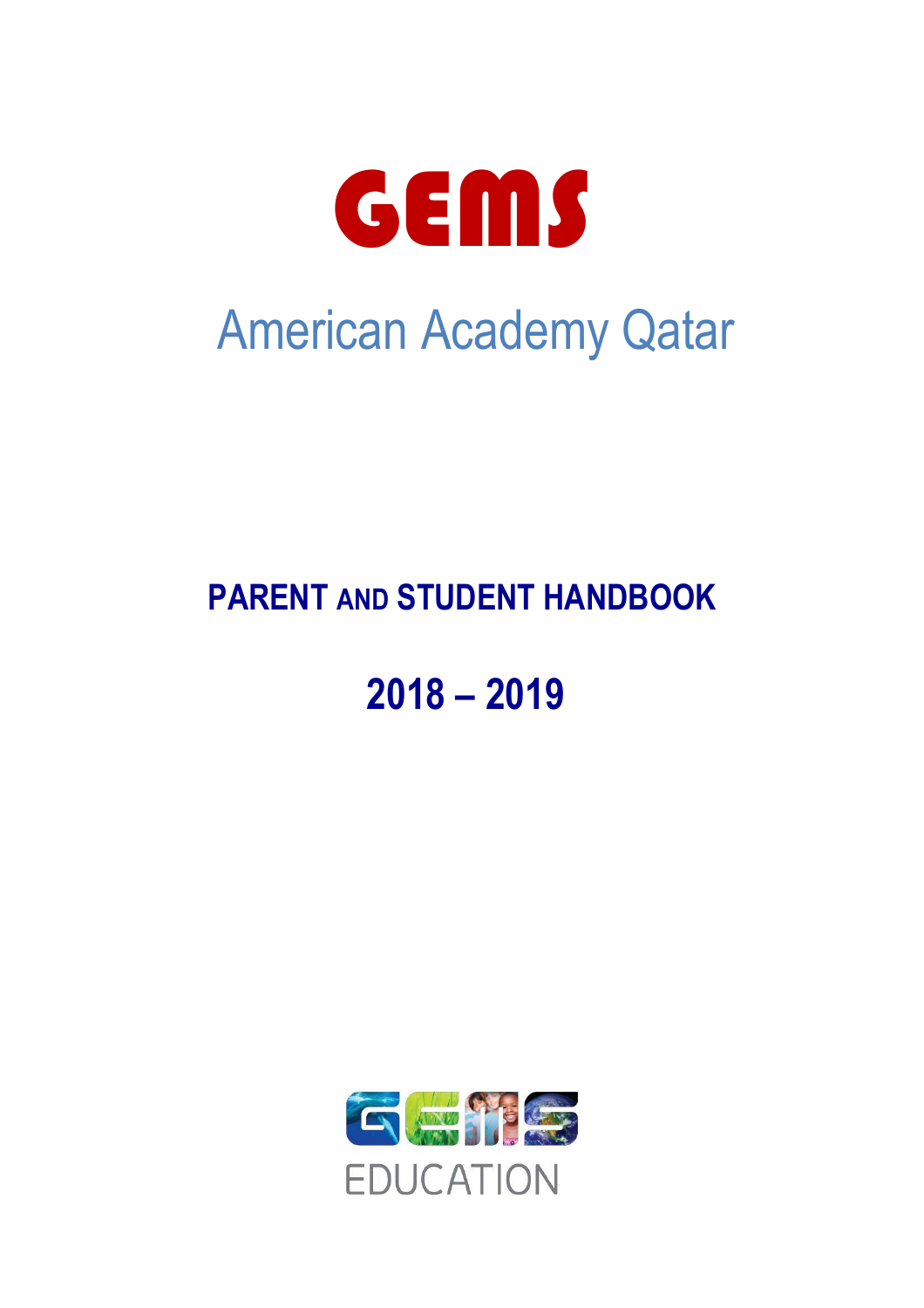# GEMS

## American Academy Qatar

## PARENT AND STUDENT HANDBOOK

## 2018 – 2019

GEMS EDUCATION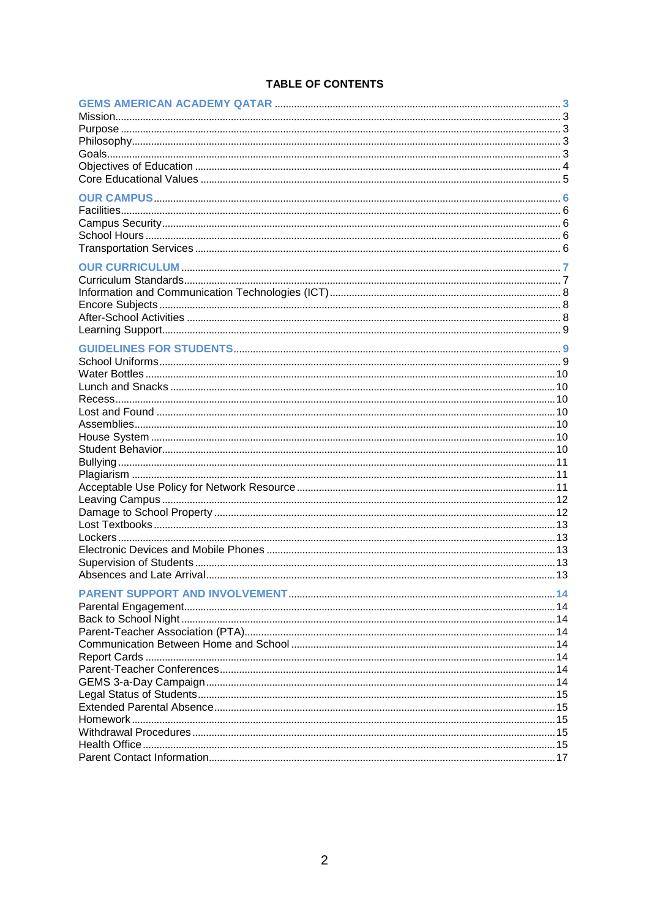# TABLE OF CONTENTS

**GEMS AMERICAN ACADEMY QATAR** .......... 3
Mission .......... 3
Purpose .......... 3
Philosophy .......... 3
Goals .......... 3
Objectives of Education .......... 4
Core Educational Values .......... 5

**OUR CAMPUS** .......... 6
Facilities .......... 6
Campus Security .......... 6
School Hours .......... 6
Transportation Services .......... 6

**OUR CURRICULUM** .......... 7
Curriculum Standards .......... 7
Information and Communication Technologies (ICT) .......... 8
Encore Subjects .......... 8
After-School Activities .......... 8
Learning Support .......... 9

**GUIDELINES FOR STUDENTS** .......... 9
School Uniforms .......... 9
Water Bottles .......... 10
Lunch and Snacks .......... 10
Recess .......... 10
Lost and Found .......... 10
Assemblies .......... 10
House System .......... 10
Student Behavior .......... 10
Bullying .......... 11
Plagiarism .......... 11
Acceptable Use Policy for Network Resource .......... 11
Leaving Campus .......... 12
Damage to School Property .......... 12
Lost Textbooks .......... 13
Lockers .......... 13
Electronic Devices and Mobile Phones .......... 13
Supervision of Students .......... 13
Absences and Late Arrival .......... 13

**PARENT SUPPORT AND INVOLVEMENT** .......... 14
Parental Engagement .......... 14
Back to School Night .......... 14
Parent-Teacher Association (PTA) .......... 14
Communication Between Home and School .......... 14
Report Cards .......... 14
Parent-Teacher Conferences .......... 14
GEMS 3-a-Day Campaign .......... 14
Legal Status of Students .......... 15
Extended Parental Absence .......... 15
Homework .......... 15
Withdrawal Procedures .......... 15
Health Office .......... 15
Parent Contact Information .......... 17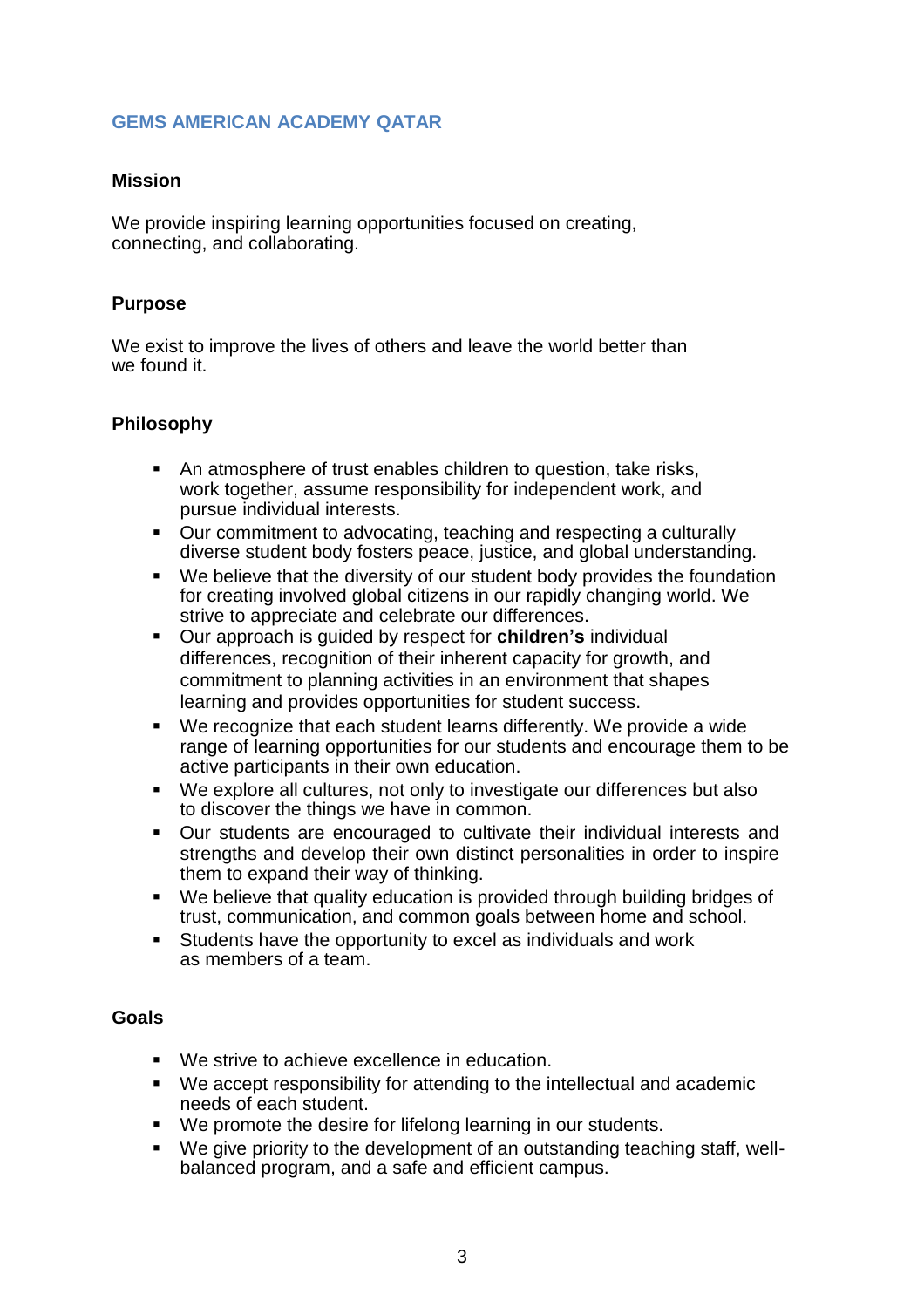## GEMS AMERICAN ACADEMY QATAR

### Mission

We provide inspiring learning opportunities focused on creating, connecting, and collaborating.

### Purpose

We exist to improve the lives of others and leave the world better than we found it.

### Philosophy

- An atmosphere of trust enables children to question, take risks, work together, assume responsibility for independent work, and pursue individual interests.
- Our commitment to advocating, teaching and respecting a culturally diverse student body fosters peace, justice, and global understanding.
- We believe that the diversity of our student body provides the foundation for creating involved global citizens in our rapidly changing world. We strive to appreciate and celebrate our differences.
- Our approach is guided by respect for **children's** individual differences, recognition of their inherent capacity for growth, and commitment to planning activities in an environment that shapes learning and provides opportunities for student success.
- We recognize that each student learns differently. We provide a wide range of learning opportunities for our students and encourage them to be active participants in their own education.
- We explore all cultures, not only to investigate our differences but also to discover the things we have in common.
- Our students are encouraged to cultivate their individual interests and strengths and develop their own distinct personalities in order to inspire them to expand their way of thinking.
- We believe that quality education is provided through building bridges of trust, communication, and common goals between home and school.
- Students have the opportunity to excel as individuals and work as members of a team.

### Goals

- We strive to achieve excellence in education.
- We accept responsibility for attending to the intellectual and academic needs of each student.
- We promote the desire for lifelong learning in our students.
- We give priority to the development of an outstanding teaching staff, well-balanced program, and a safe and efficient campus.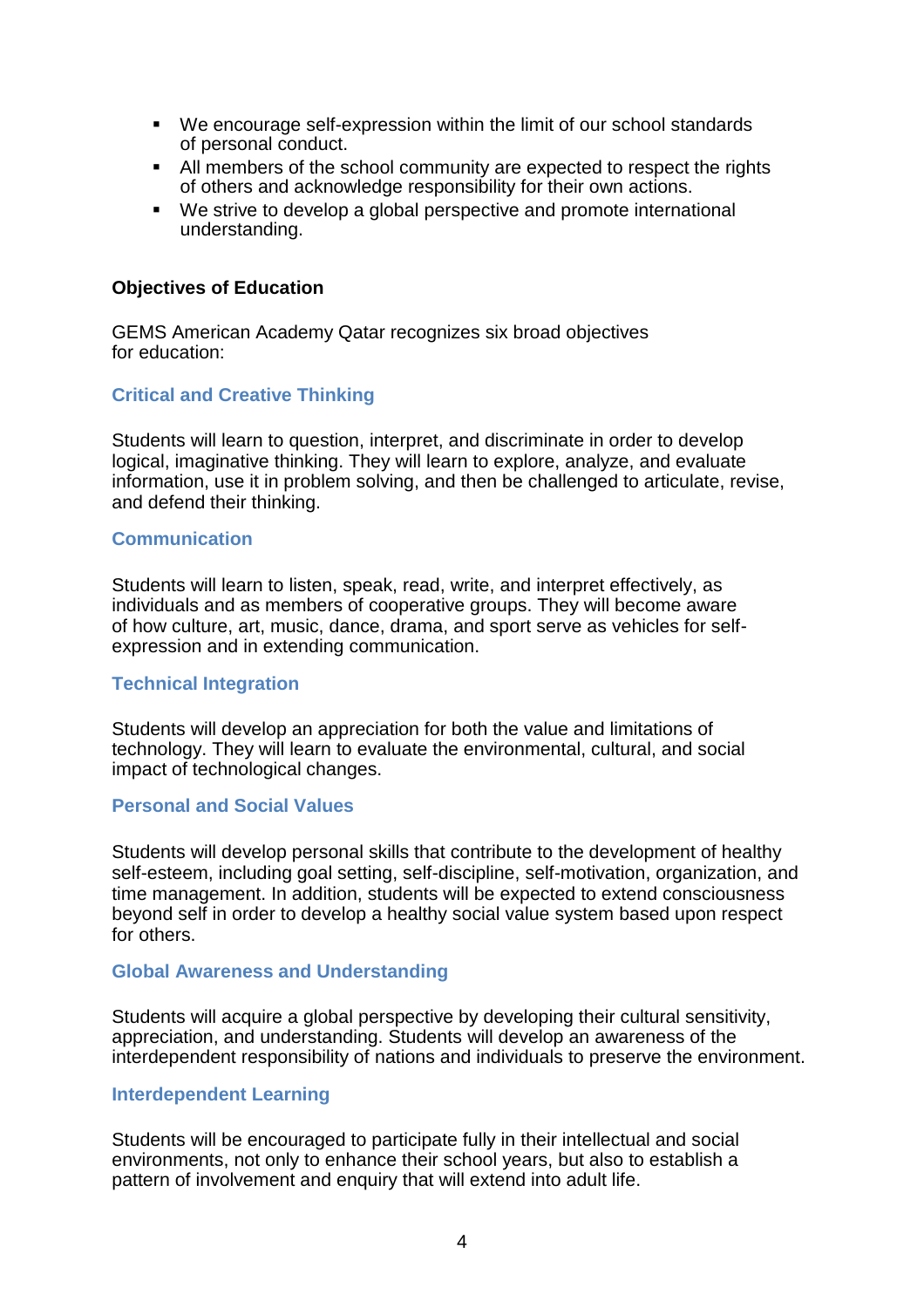- We encourage self-expression within the limit of our school standards of personal conduct.
- All members of the school community are expected to respect the rights of others and acknowledge responsibility for their own actions.
- We strive to develop a global perspective and promote international understanding.

**Objectives of Education**

GEMS American Academy Qatar recognizes six broad objectives for education:

### Critical and Creative Thinking

Students will learn to question, interpret, and discriminate in order to develop logical, imaginative thinking. They will learn to explore, analyze, and evaluate information, use it in problem solving, and then be challenged to articulate, revise, and defend their thinking.

### Communication

Students will learn to listen, speak, read, write, and interpret effectively, as individuals and as members of cooperative groups. They will become aware of how culture, art, music, dance, drama, and sport serve as vehicles for self-expression and in extending communication.

### Technical Integration

Students will develop an appreciation for both the value and limitations of technology. They will learn to evaluate the environmental, cultural, and social impact of technological changes.

### Personal and Social Values

Students will develop personal skills that contribute to the development of healthy self-esteem, including goal setting, self-discipline, self-motivation, organization, and time management. In addition, students will be expected to extend consciousness beyond self in order to develop a healthy social value system based upon respect for others.

### Global Awareness and Understanding

Students will acquire a global perspective by developing their cultural sensitivity, appreciation, and understanding. Students will develop an awareness of the interdependent responsibility of nations and individuals to preserve the environment.

### Interdependent Learning

Students will be encouraged to participate fully in their intellectual and social environments, not only to enhance their school years, but also to establish a pattern of involvement and enquiry that will extend into adult life.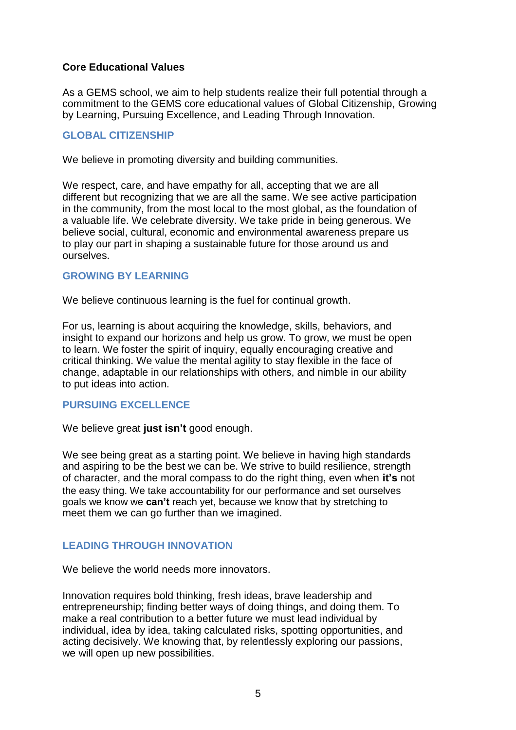**Core Educational Values**

As a GEMS school, we aim to help students realize their full potential through a commitment to the GEMS core educational values of Global Citizenship, Growing by Learning, Pursuing Excellence, and Leading Through Innovation.

## GLOBAL CITIZENSHIP

We believe in promoting diversity and building communities.

We respect, care, and have empathy for all, accepting that we are all different but recognizing that we are all the same. We see active participation in the community, from the most local to the most global, as the foundation of a valuable life. We celebrate diversity. We take pride in being generous. We believe social, cultural, economic and environmental awareness prepare us to play our part in shaping a sustainable future for those around us and ourselves.

## GROWING BY LEARNING

We believe continuous learning is the fuel for continual growth.

For us, learning is about acquiring the knowledge, skills, behaviors, and insight to expand our horizons and help us grow. To grow, we must be open to learn. We foster the spirit of inquiry, equally encouraging creative and critical thinking. We value the mental agility to stay flexible in the face of change, adaptable in our relationships with others, and nimble in our ability to put ideas into action.

## PURSUING EXCELLENCE

We believe great **just isn't** good enough.

We see being great as a starting point. We believe in having high standards and aspiring to be the best we can be. We strive to build resilience, strength of character, and the moral compass to do the right thing, even when **it's** not the easy thing. We take accountability for our performance and set ourselves goals we know we **can't** reach yet, because we know that by stretching to meet them we can go further than we imagined.

## LEADING THROUGH INNOVATION

We believe the world needs more innovators.

Innovation requires bold thinking, fresh ideas, brave leadership and entrepreneurship; finding better ways of doing things, and doing them. To make a real contribution to a better future we must lead individual by individual, idea by idea, taking calculated risks, spotting opportunities, and acting decisively. We knowing that, by relentlessly exploring our passions, we will open up new possibilities.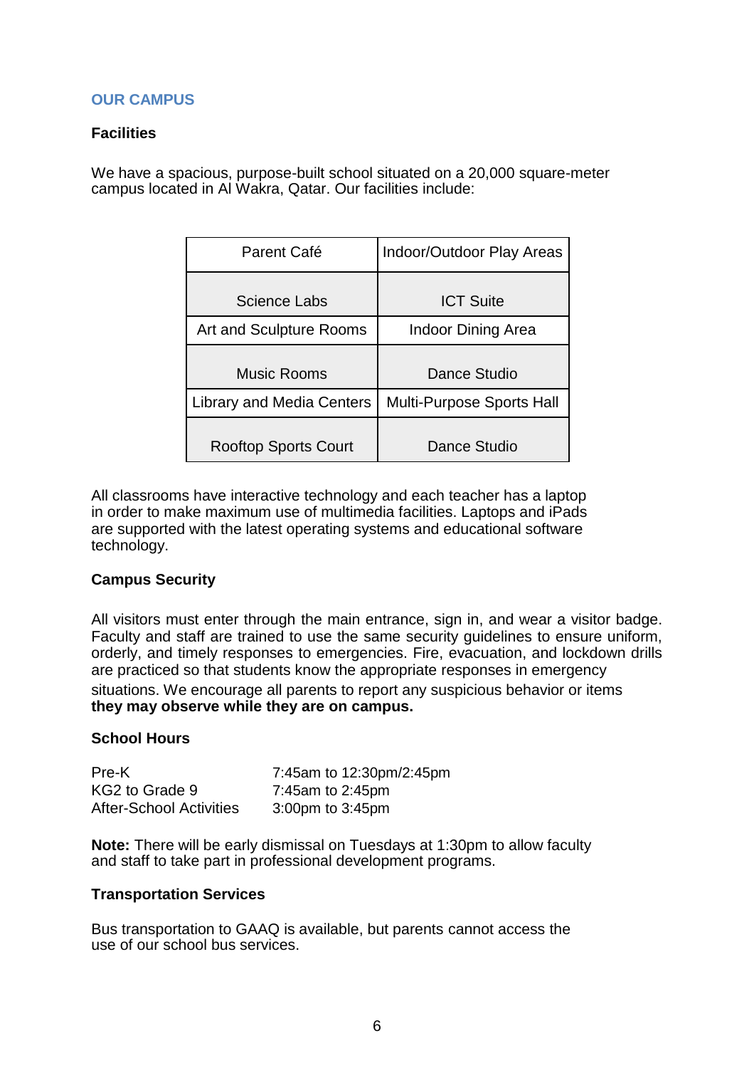## OUR CAMPUS

### Facilities

We have a spacious, purpose-built school situated on a 20,000 square-meter campus located in Al Wakra, Qatar. Our facilities include:

| Parent Café | Indoor/Outdoor Play Areas |
|---|---|
| Science Labs | ICT Suite |
| Art and Sculpture Rooms | Indoor Dining Area |
| Music Rooms | Dance Studio |
| Library and Media Centers | Multi-Purpose Sports Hall |
| Rooftop Sports Court | Dance Studio |

All classrooms have interactive technology and each teacher has a laptop in order to make maximum use of multimedia facilities. Laptops and iPads are supported with the latest operating systems and educational software technology.

### Campus Security

All visitors must enter through the main entrance, sign in, and wear a visitor badge. Faculty and staff are trained to use the same security guidelines to ensure uniform, orderly, and timely responses to emergencies. Fire, evacuation, and lockdown drills are practiced so that students know the appropriate responses in emergency situations. We encourage all parents to report any suspicious behavior or items **they may observe while they are on campus.**

### School Hours

| | |
|---|---|
| Pre-K | 7:45am to 12:30pm/2:45pm |
| KG2 to Grade 9 | 7:45am to 2:45pm |
| After-School Activities | 3:00pm to 3:45pm |

**Note:** There will be early dismissal on Tuesdays at 1:30pm to allow faculty and staff to take part in professional development programs.

### Transportation Services

Bus transportation to GAAQ is available, but parents cannot access the use of our school bus services.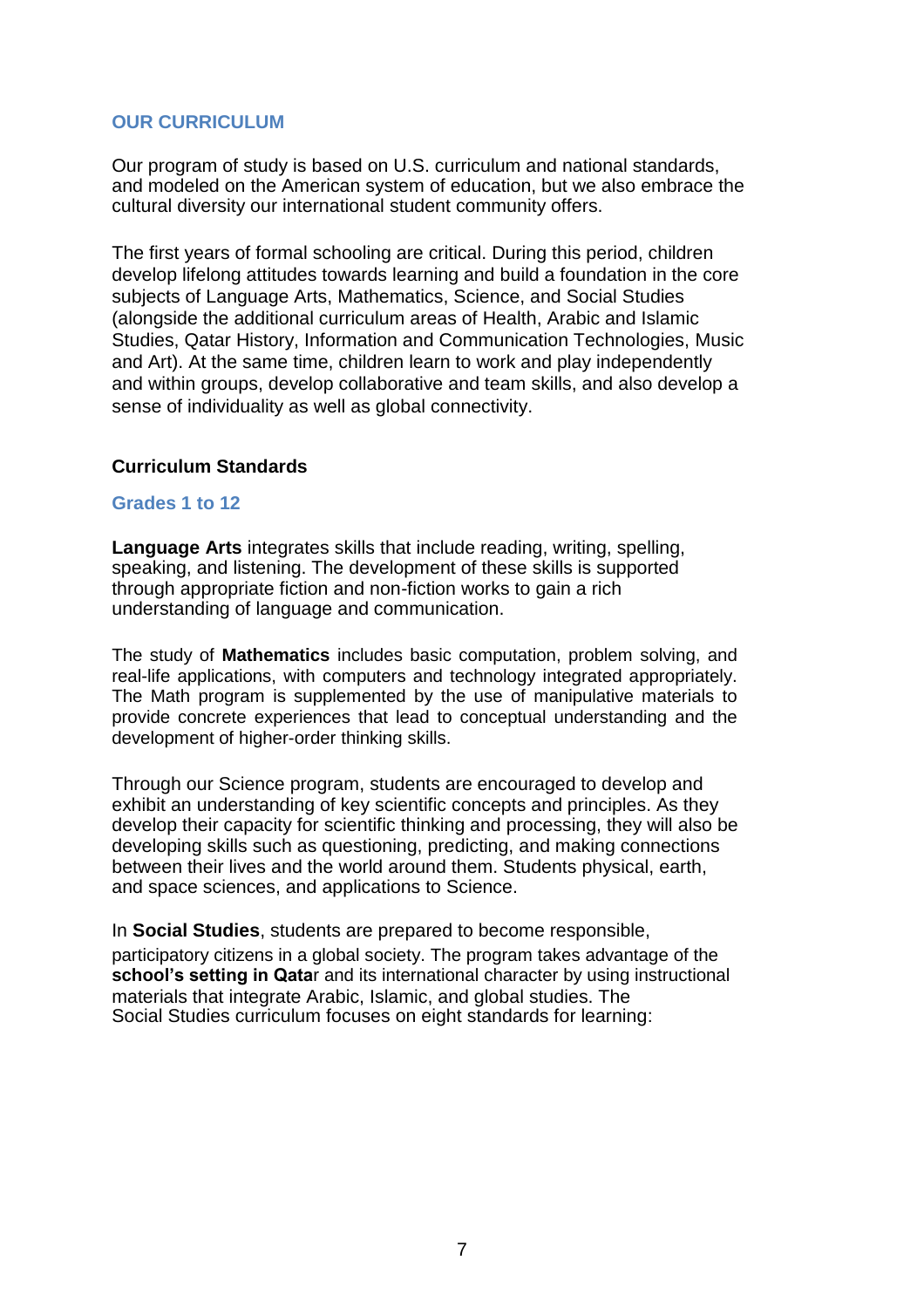## OUR CURRICULUM

Our program of study is based on U.S. curriculum and national standards, and modeled on the American system of education, but we also embrace the cultural diversity our international student community offers.

The first years of formal schooling are critical. During this period, children develop lifelong attitudes towards learning and build a foundation in the core subjects of Language Arts, Mathematics, Science, and Social Studies (alongside the additional curriculum areas of Health, Arabic and Islamic Studies, Qatar History, Information and Communication Technologies, Music and Art). At the same time, children learn to work and play independently and within groups, develop collaborative and team skills, and also develop a sense of individuality as well as global connectivity.

### Curriculum Standards

#### Grades 1 to 12

**Language Arts** integrates skills that include reading, writing, spelling, speaking, and listening. The development of these skills is supported through appropriate fiction and non-fiction works to gain a rich understanding of language and communication.

The study of **Mathematics** includes basic computation, problem solving, and real-life applications, with computers and technology integrated appropriately. The Math program is supplemented by the use of manipulative materials to provide concrete experiences that lead to conceptual understanding and the development of higher-order thinking skills.

Through our Science program, students are encouraged to develop and exhibit an understanding of key scientific concepts and principles. As they develop their capacity for scientific thinking and processing, they will also be developing skills such as questioning, predicting, and making connections between their lives and the world around them. Students physical, earth, and space sciences, and applications to Science.

In **Social Studies**, students are prepared to become responsible, participatory citizens in a global society. The program takes advantage of the **school's setting in Qata**r and its international character by using instructional materials that integrate Arabic, Islamic, and global studies. The Social Studies curriculum focuses on eight standards for learning: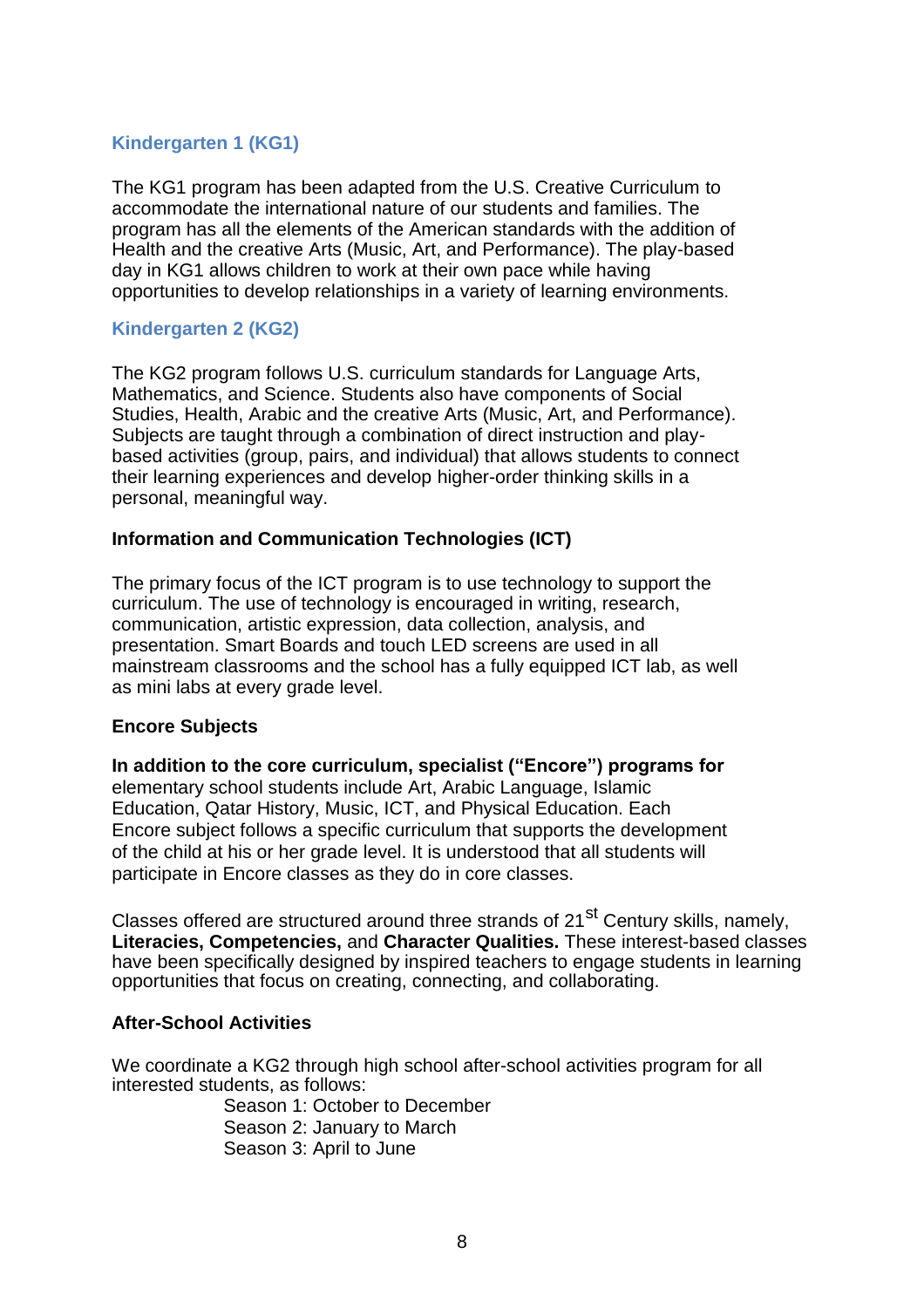### Kindergarten 1 (KG1)

The KG1 program has been adapted from the U.S. Creative Curriculum to accommodate the international nature of our students and families. The program has all the elements of the American standards with the addition of Health and the creative Arts (Music, Art, and Performance). The play-based day in KG1 allows children to work at their own pace while having opportunities to develop relationships in a variety of learning environments.

### Kindergarten 2 (KG2)

The KG2 program follows U.S. curriculum standards for Language Arts, Mathematics, and Science. Students also have components of Social Studies, Health, Arabic and the creative Arts (Music, Art, and Performance). Subjects are taught through a combination of direct instruction and play-based activities (group, pairs, and individual) that allows students to connect their learning experiences and develop higher-order thinking skills in a personal, meaningful way.

### Information and Communication Technologies (ICT)

The primary focus of the ICT program is to use technology to support the curriculum. The use of technology is encouraged in writing, research, communication, artistic expression, data collection, analysis, and presentation. Smart Boards and touch LED screens are used in all mainstream classrooms and the school has a fully equipped ICT lab, as well as mini labs at every grade level.

### Encore Subjects

**In addition to the core curriculum, specialist ("Encore") programs for** elementary school students include Art, Arabic Language, Islamic Education, Qatar History, Music, ICT, and Physical Education. Each Encore subject follows a specific curriculum that supports the development of the child at his or her grade level. It is understood that all students will participate in Encore classes as they do in core classes.

Classes offered are structured around three strands of 21st Century skills, namely, **Literacies, Competencies,** and **Character Qualities.** These interest-based classes have been specifically designed by inspired teachers to engage students in learning opportunities that focus on creating, connecting, and collaborating.

### After-School Activities

We coordinate a KG2 through high school after-school activities program for all interested students, as follows:

- Season 1: October to December
- Season 2: January to March
- Season 3: April to June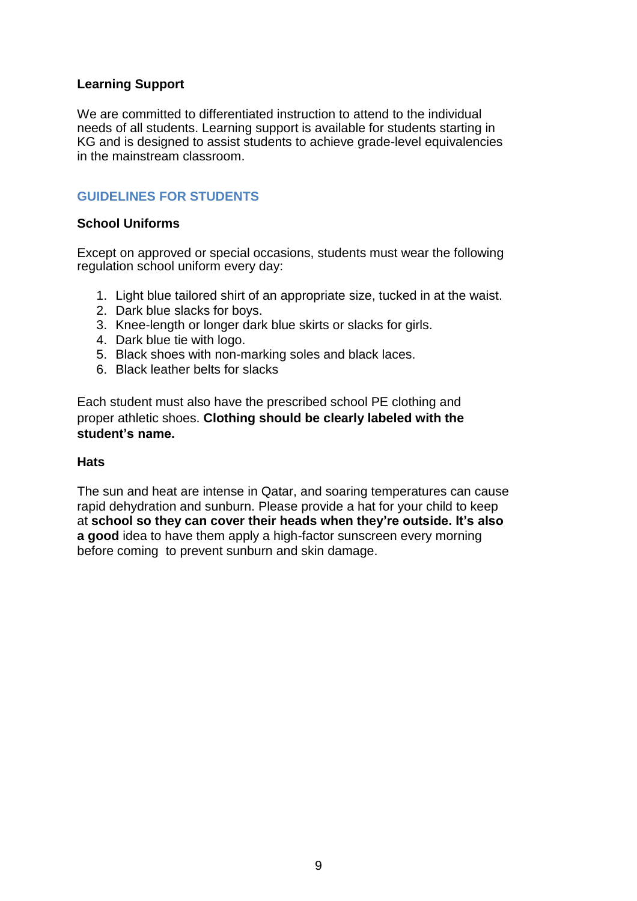### Learning Support

We are committed to differentiated instruction to attend to the individual needs of all students. Learning support is available for students starting in KG and is designed to assist students to achieve grade-level equivalencies in the mainstream classroom.

## GUIDELINES FOR STUDENTS

### School Uniforms

Except on approved or special occasions, students must wear the following regulation school uniform every day:

1. Light blue tailored shirt of an appropriate size, tucked in at the waist.
2. Dark blue slacks for boys.
3. Knee-length or longer dark blue skirts or slacks for girls.
4. Dark blue tie with logo.
5. Black shoes with non-marking soles and black laces.
6. Black leather belts for slacks

Each student must also have the prescribed school PE clothing and proper athletic shoes. **Clothing should be clearly labeled with the student's name.**

### Hats

The sun and heat are intense in Qatar, and soaring temperatures can cause rapid dehydration and sunburn. Please provide a hat for your child to keep at **school so they can cover their heads when they're outside. It's also a good** idea to have them apply a high-factor sunscreen every morning before coming to prevent sunburn and skin damage.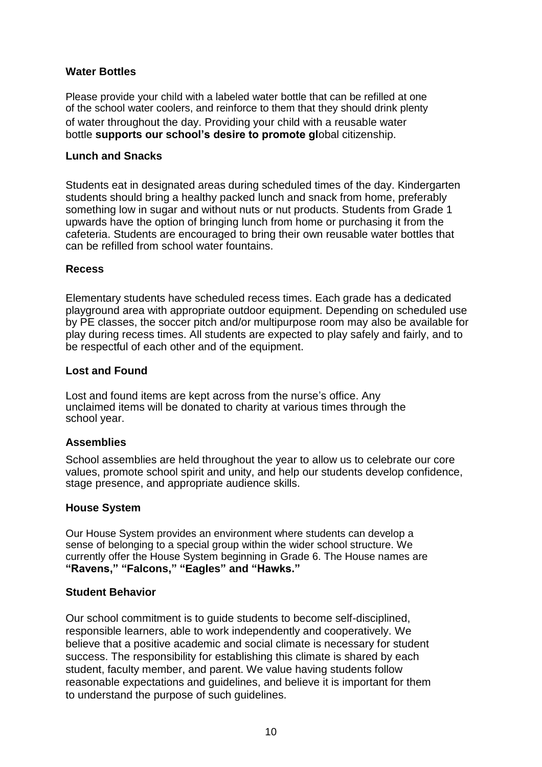### Water Bottles

Please provide your child with a labeled water bottle that can be refilled at one of the school water coolers, and reinforce to them that they should drink plenty of water throughout the day. Providing your child with a reusable water bottle **supports our school's desire to promote gl**obal citizenship.

### Lunch and Snacks

Students eat in designated areas during scheduled times of the day. Kindergarten students should bring a healthy packed lunch and snack from home, preferably something low in sugar and without nuts or nut products. Students from Grade 1 upwards have the option of bringing lunch from home or purchasing it from the cafeteria. Students are encouraged to bring their own reusable water bottles that can be refilled from school water fountains.

### Recess

Elementary students have scheduled recess times. Each grade has a dedicated playground area with appropriate outdoor equipment. Depending on scheduled use by PE classes, the soccer pitch and/or multipurpose room may also be available for play during recess times. All students are expected to play safely and fairly, and to be respectful of each other and of the equipment.

### Lost and Found

Lost and found items are kept across from the nurse's office. Any unclaimed items will be donated to charity at various times through the school year.

### Assemblies

School assemblies are held throughout the year to allow us to celebrate our core values, promote school spirit and unity, and help our students develop confidence, stage presence, and appropriate audience skills.

### House System

Our House System provides an environment where students can develop a sense of belonging to a special group within the wider school structure. We currently offer the House System beginning in Grade 6. The House names are **"Ravens," "Falcons," "Eagles" and "Hawks."**

### Student Behavior

Our school commitment is to guide students to become self-disciplined, responsible learners, able to work independently and cooperatively. We believe that a positive academic and social climate is necessary for student success. The responsibility for establishing this climate is shared by each student, faculty member, and parent. We value having students follow reasonable expectations and guidelines, and believe it is important for them to understand the purpose of such guidelines.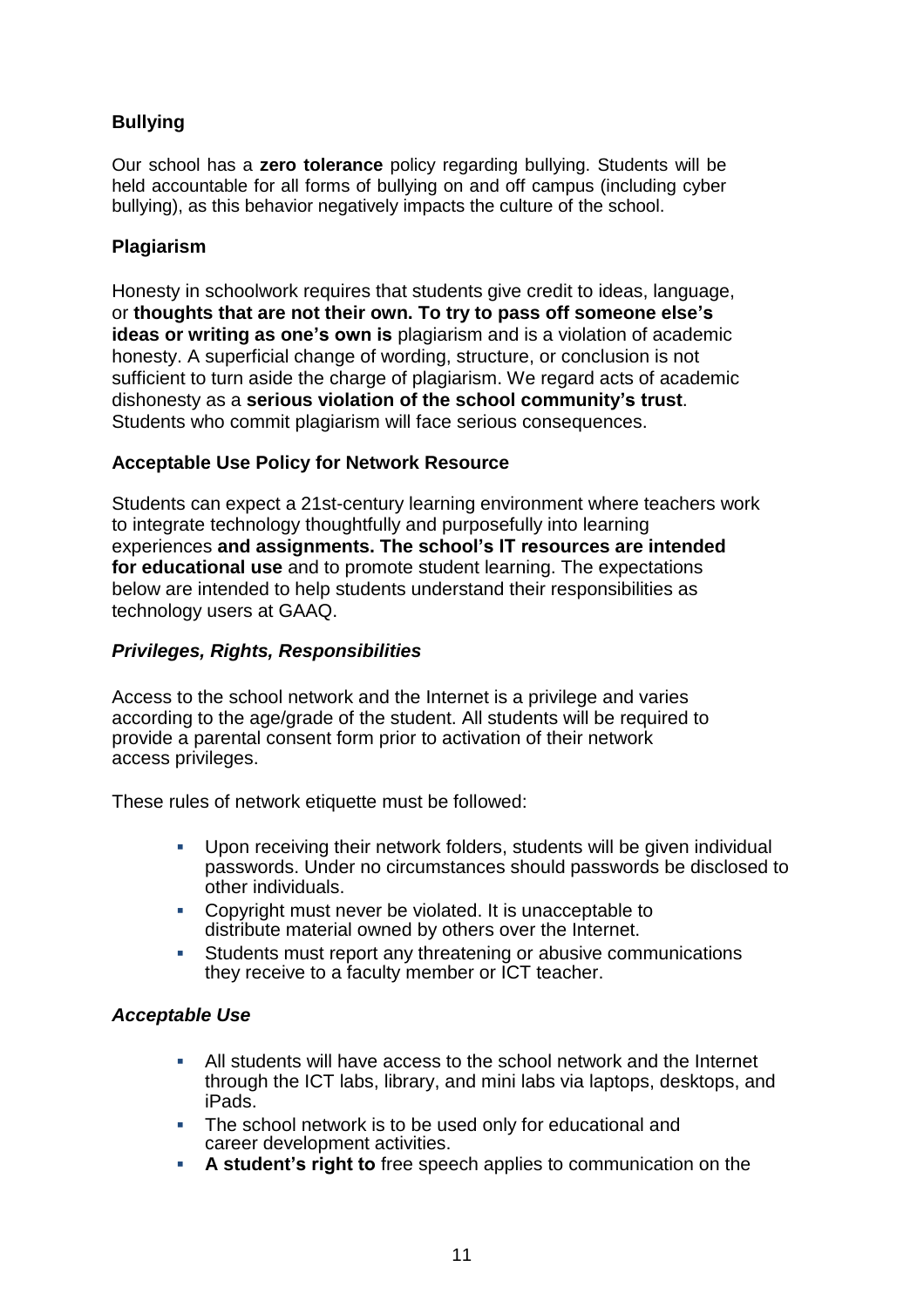## Bullying

Our school has a **zero tolerance** policy regarding bullying. Students will be held accountable for all forms of bullying on and off campus (including cyber bullying), as this behavior negatively impacts the culture of the school.

## Plagiarism

Honesty in schoolwork requires that students give credit to ideas, language, or **thoughts that are not their own. To try to pass off someone else's ideas or writing as one's own is** plagiarism and is a violation of academic honesty. A superficial change of wording, structure, or conclusion is not sufficient to turn aside the charge of plagiarism. We regard acts of academic dishonesty as a **serious violation of the school community's trust**. Students who commit plagiarism will face serious consequences.

## Acceptable Use Policy for Network Resource

Students can expect a 21st-century learning environment where teachers work to integrate technology thoughtfully and purposefully into learning experiences **and assignments. The school's IT resources are intended for educational use** and to promote student learning. The expectations below are intended to help students understand their responsibilities as technology users at GAAQ.

### *Privileges, Rights, Responsibilities*

Access to the school network and the Internet is a privilege and varies according to the age/grade of the student. All students will be required to provide a parental consent form prior to activation of their network access privileges.

These rules of network etiquette must be followed:

- Upon receiving their network folders, students will be given individual passwords. Under no circumstances should passwords be disclosed to other individuals.
- Copyright must never be violated. It is unacceptable to distribute material owned by others over the Internet.
- Students must report any threatening or abusive communications they receive to a faculty member or ICT teacher.

### *Acceptable Use*

- All students will have access to the school network and the Internet through the ICT labs, library, and mini labs via laptops, desktops, and iPads.
- The school network is to be used only for educational and career development activities.
- **A student's right to** free speech applies to communication on the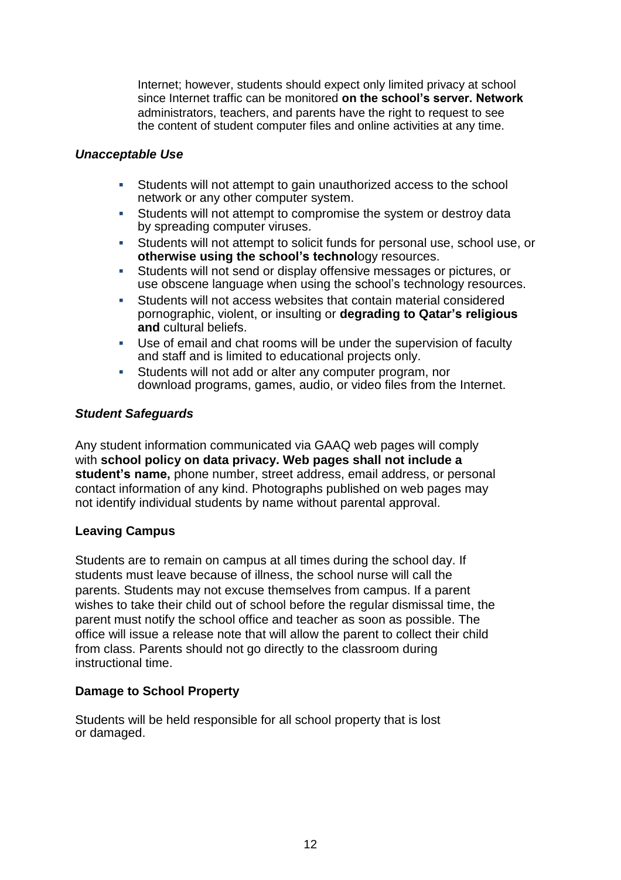Internet; however, students should expect only limited privacy at school since Internet traffic can be monitored **on the school's server. Network** administrators, teachers, and parents have the right to request to see the content of student computer files and online activities at any time.

***Unacceptable Use***

- Students will not attempt to gain unauthorized access to the school network or any other computer system.
- Students will not attempt to compromise the system or destroy data by spreading computer viruses.
- Students will not attempt to solicit funds for personal use, school use, or **otherwise using the school's technol**ogy resources.
- Students will not send or display offensive messages or pictures, or use obscene language when using the school's technology resources.
- Students will not access websites that contain material considered pornographic, violent, or insulting or **degrading to Qatar's religious and** cultural beliefs.
- Use of email and chat rooms will be under the supervision of faculty and staff and is limited to educational projects only.
- Students will not add or alter any computer program, nor download programs, games, audio, or video files from the Internet.

***Student Safeguards***

Any student information communicated via GAAQ web pages will comply with **school policy on data privacy. Web pages shall not include a student's name,** phone number, street address, email address, or personal contact information of any kind. Photographs published on web pages may not identify individual students by name without parental approval.

**Leaving Campus**

Students are to remain on campus at all times during the school day. If students must leave because of illness, the school nurse will call the parents. Students may not excuse themselves from campus. If a parent wishes to take their child out of school before the regular dismissal time, the parent must notify the school office and teacher as soon as possible. The office will issue a release note that will allow the parent to collect their child from class. Parents should not go directly to the classroom during instructional time.

**Damage to School Property**

Students will be held responsible for all school property that is lost or damaged.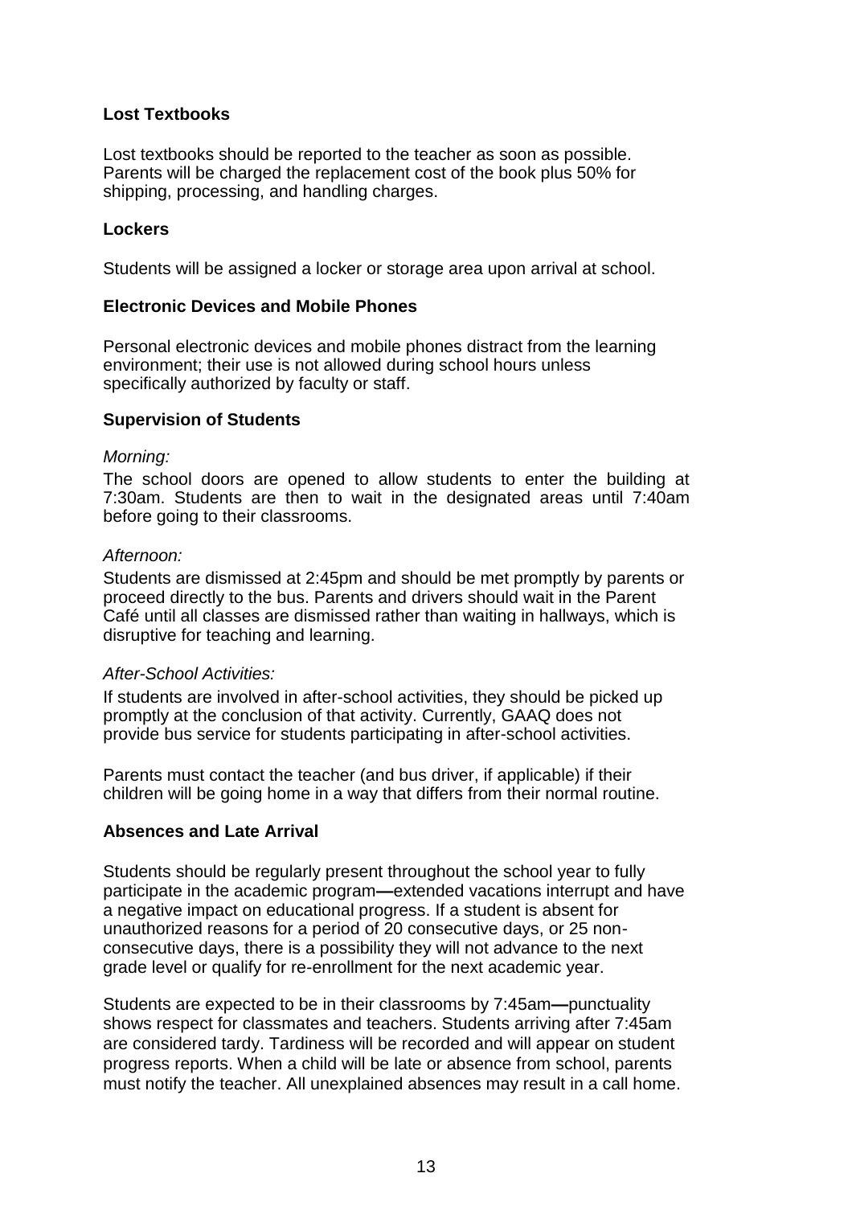### Lost Textbooks

Lost textbooks should be reported to the teacher as soon as possible. Parents will be charged the replacement cost of the book plus 50% for shipping, processing, and handling charges.

### Lockers

Students will be assigned a locker or storage area upon arrival at school.

### Electronic Devices and Mobile Phones

Personal electronic devices and mobile phones distract from the learning environment; their use is not allowed during school hours unless specifically authorized by faculty or staff.

### Supervision of Students

*Morning:*

The school doors are opened to allow students to enter the building at 7:30am. Students are then to wait in the designated areas until 7:40am before going to their classrooms.

*Afternoon:*

Students are dismissed at 2:45pm and should be met promptly by parents or proceed directly to the bus. Parents and drivers should wait in the Parent Café until all classes are dismissed rather than waiting in hallways, which is disruptive for teaching and learning.

*After-School Activities:*

If students are involved in after-school activities, they should be picked up promptly at the conclusion of that activity. Currently, GAAQ does not provide bus service for students participating in after-school activities.

Parents must contact the teacher (and bus driver, if applicable) if their children will be going home in a way that differs from their normal routine.

### Absences and Late Arrival

Students should be regularly present throughout the school year to fully participate in the academic program**—**extended vacations interrupt and have a negative impact on educational progress. If a student is absent for unauthorized reasons for a period of 20 consecutive days, or 25 non-consecutive days, there is a possibility they will not advance to the next grade level or qualify for re-enrollment for the next academic year.

Students are expected to be in their classrooms by 7:45am**—**punctuality shows respect for classmates and teachers. Students arriving after 7:45am are considered tardy. Tardiness will be recorded and will appear on student progress reports. When a child will be late or absence from school, parents must notify the teacher. All unexplained absences may result in a call home.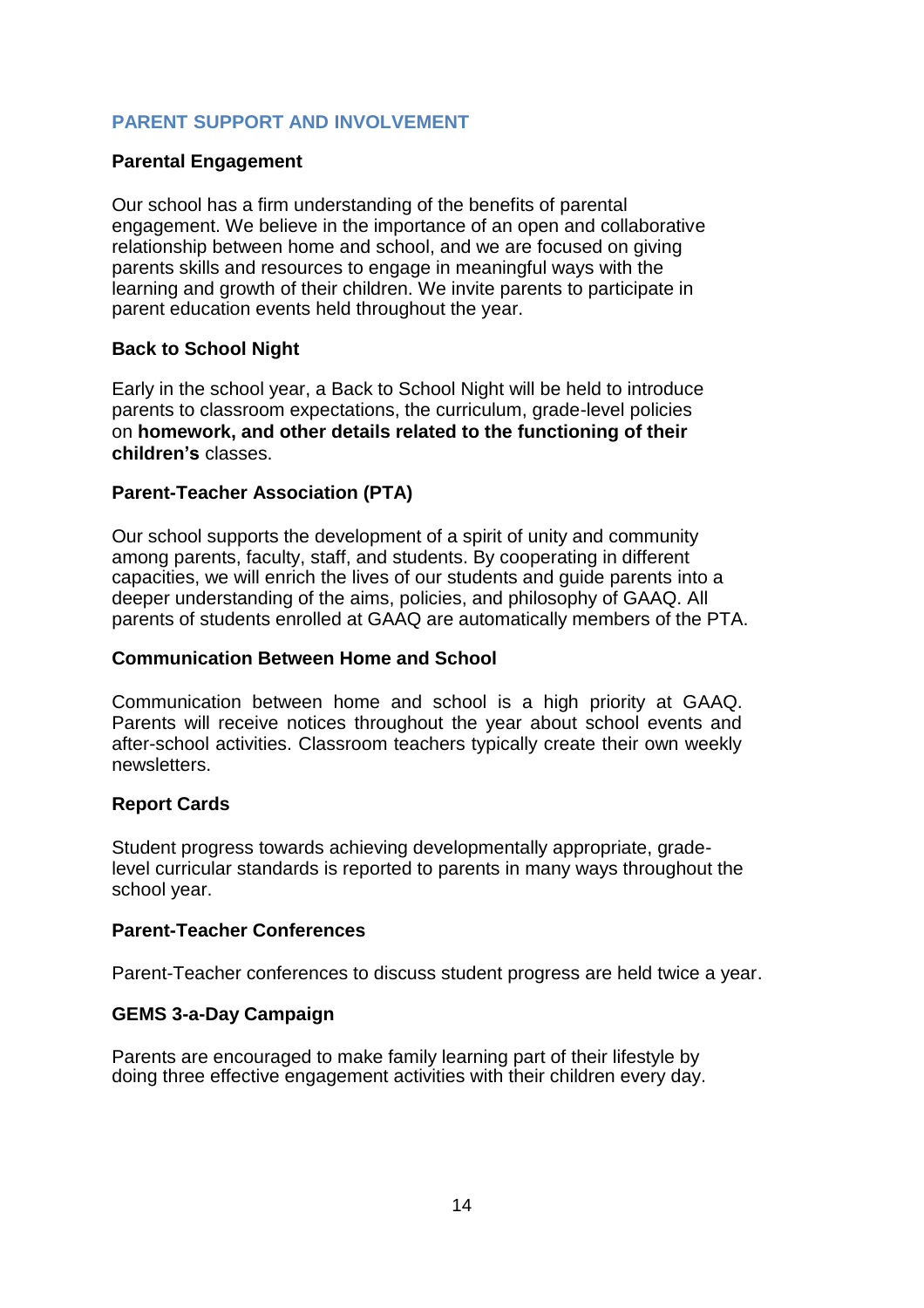## PARENT SUPPORT AND INVOLVEMENT

### Parental Engagement

Our school has a firm understanding of the benefits of parental engagement. We believe in the importance of an open and collaborative relationship between home and school, and we are focused on giving parents skills and resources to engage in meaningful ways with the learning and growth of their children. We invite parents to participate in parent education events held throughout the year.

### Back to School Night

Early in the school year, a Back to School Night will be held to introduce parents to classroom expectations, the curriculum, grade-level policies on **homework, and other details related to the functioning of their children's** classes.

### Parent-Teacher Association (PTA)

Our school supports the development of a spirit of unity and community among parents, faculty, staff, and students. By cooperating in different capacities, we will enrich the lives of our students and guide parents into a deeper understanding of the aims, policies, and philosophy of GAAQ. All parents of students enrolled at GAAQ are automatically members of the PTA.

### Communication Between Home and School

Communication between home and school is a high priority at GAAQ. Parents will receive notices throughout the year about school events and after-school activities. Classroom teachers typically create their own weekly newsletters.

### Report Cards

Student progress towards achieving developmentally appropriate, grade-level curricular standards is reported to parents in many ways throughout the school year.

### Parent-Teacher Conferences

Parent-Teacher conferences to discuss student progress are held twice a year.

### GEMS 3-a-Day Campaign

Parents are encouraged to make family learning part of their lifestyle by doing three effective engagement activities with their children every day.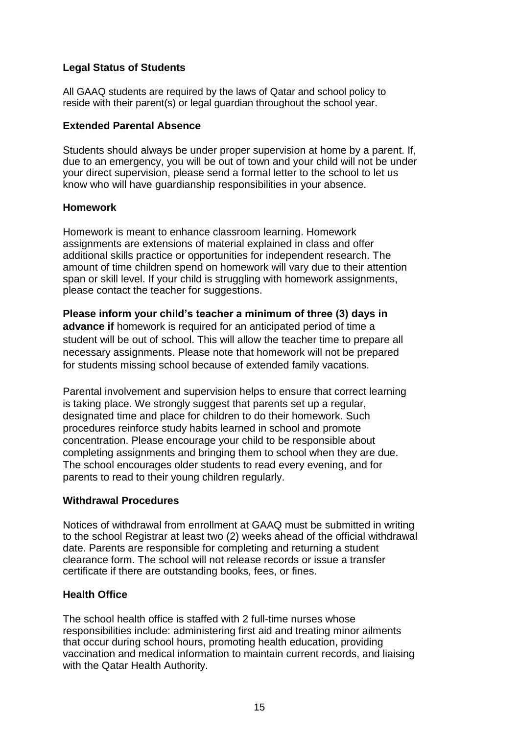## Legal Status of Students

All GAAQ students are required by the laws of Qatar and school policy to reside with their parent(s) or legal guardian throughout the school year.

## Extended Parental Absence

Students should always be under proper supervision at home by a parent. If, due to an emergency, you will be out of town and your child will not be under your direct supervision, please send a formal letter to the school to let us know who will have guardianship responsibilities in your absence.

## Homework

Homework is meant to enhance classroom learning. Homework assignments are extensions of material explained in class and offer additional skills practice or opportunities for independent research. The amount of time children spend on homework will vary due to their attention span or skill level. If your child is struggling with homework assignments, please contact the teacher for suggestions.

**Please inform your child's teacher a minimum of three (3) days in advance if** homework is required for an anticipated period of time a student will be out of school. This will allow the teacher time to prepare all necessary assignments. Please note that homework will not be prepared for students missing school because of extended family vacations.

Parental involvement and supervision helps to ensure that correct learning is taking place. We strongly suggest that parents set up a regular, designated time and place for children to do their homework. Such procedures reinforce study habits learned in school and promote concentration. Please encourage your child to be responsible about completing assignments and bringing them to school when they are due. The school encourages older students to read every evening, and for parents to read to their young children regularly.

## Withdrawal Procedures

Notices of withdrawal from enrollment at GAAQ must be submitted in writing to the school Registrar at least two (2) weeks ahead of the official withdrawal date. Parents are responsible for completing and returning a student clearance form. The school will not release records or issue a transfer certificate if there are outstanding books, fees, or fines.

## Health Office

The school health office is staffed with 2 full-time nurses whose responsibilities include: administering first aid and treating minor ailments that occur during school hours, promoting health education, providing vaccination and medical information to maintain current records, and liaising with the Qatar Health Authority.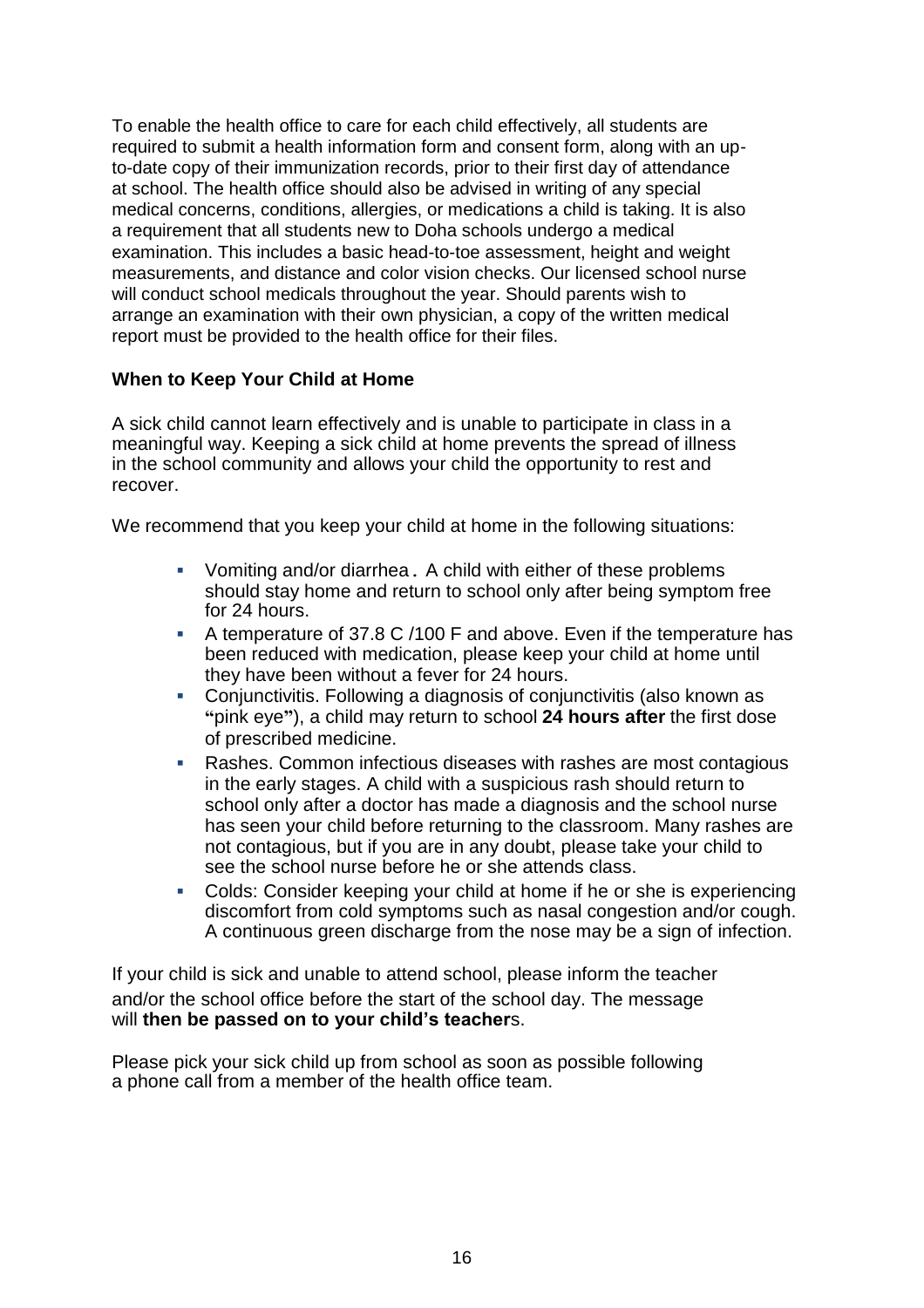To enable the health office to care for each child effectively, all students are required to submit a health information form and consent form, along with an up-to-date copy of their immunization records, prior to their first day of attendance at school. The health office should also be advised in writing of any special medical concerns, conditions, allergies, or medications a child is taking. It is also a requirement that all students new to Doha schools undergo a medical examination. This includes a basic head-to-toe assessment, height and weight measurements, and distance and color vision checks. Our licensed school nurse will conduct school medicals throughout the year. Should parents wish to arrange an examination with their own physician, a copy of the written medical report must be provided to the health office for their files.

**When to Keep Your Child at Home**

A sick child cannot learn effectively and is unable to participate in class in a meaningful way. Keeping a sick child at home prevents the spread of illness in the school community and allows your child the opportunity to rest and recover.

We recommend that you keep your child at home in the following situations:

- Vomiting and/or diarrhea. A child with either of these problems should stay home and return to school only after being symptom free for 24 hours.
- A temperature of 37.8 C /100 F and above. Even if the temperature has been reduced with medication, please keep your child at home until they have been without a fever for 24 hours.
- Conjunctivitis. Following a diagnosis of conjunctivitis (also known as "pink eye"), a child may return to school **24 hours after** the first dose of prescribed medicine.
- Rashes. Common infectious diseases with rashes are most contagious in the early stages. A child with a suspicious rash should return to school only after a doctor has made a diagnosis and the school nurse has seen your child before returning to the classroom. Many rashes are not contagious, but if you are in any doubt, please take your child to see the school nurse before he or she attends class.
- Colds: Consider keeping your child at home if he or she is experiencing discomfort from cold symptoms such as nasal congestion and/or cough. A continuous green discharge from the nose may be a sign of infection.

If your child is sick and unable to attend school, please inform the teacher and/or the school office before the start of the school day. The message will **then be passed on to your child's teacher**s.

Please pick your sick child up from school as soon as possible following a phone call from a member of the health office team.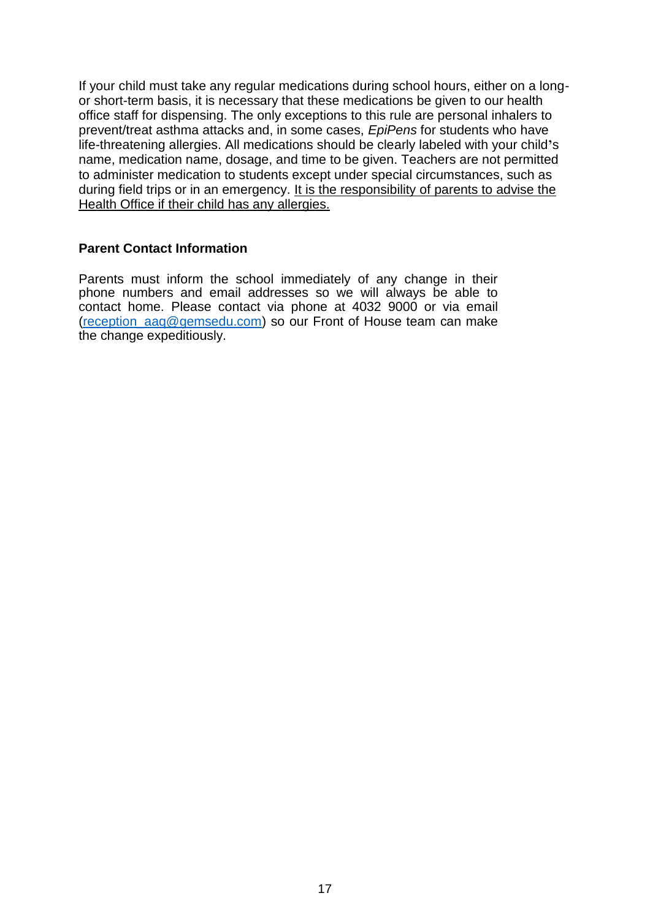If your child must take any regular medications during school hours, either on a long- or short-term basis, it is necessary that these medications be given to our health office staff for dispensing. The only exceptions to this rule are personal inhalers to prevent/treat asthma attacks and, in some cases, *EpiPens* for students who have life-threatening allergies. All medications should be clearly labeled with your child's name, medication name, dosage, and time to be given. Teachers are not permitted to administer medication to students except under special circumstances, such as during field trips or in an emergency. <u>It is the responsibility of parents to advise the Health Office if their child has any allergies.</u>

**Parent Contact Information**

Parents must inform the school immediately of any change in their phone numbers and email addresses so we will always be able to contact home. Please contact via phone at 4032 9000 or via email (reception_aaq@gemsedu.com) so our Front of House team can make the change expeditiously.